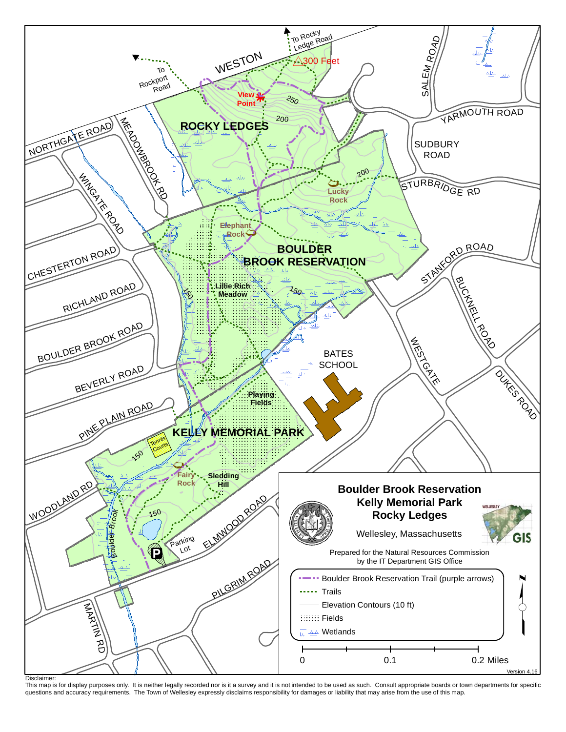# Boulder Brook Reservation
# Kelly Memorial Park
# Rocky Ledges

Wellesley, Massachusetts

Prepared for the Natural Resources Commission
by the IT Department GIS Office

**Legend**

- Boulder Brook Reservation Trail (purple arrows)
- Trails
- Elevation Contours (10 ft)
- Fields
- Wetlands

0 — 0.1 — 0.2 Miles

Version 4.16

ROCKY LEDGES

BOULDER BROOK RESERVATION

KELLY MEMORIAL PARK

View Point

300 Feet

Lucky Rock

Elephant Rock

Lillie Rich Meadow

Playing Fields

Tennis Courts

Fairy Rock

Sledding Hill

Parking Lot

Boulder Brook

BATES SCHOOL

To Rockport Road

To Rocky Ledge Road

WESTON

NORTHGATE ROAD

MEADOWBROOK RD

WINGATE ROAD

CHESTERTON ROAD

RICHLAND ROAD

BOULDER BROOK ROAD

BEVERLY ROAD

PINE PLAIN ROAD

WOODLAND RD

MARTIN RD

PILGRIM ROAD

ELMWOOD ROAD

SALEM ROAD

YARMOUTH ROAD

SUDBURY ROAD

STURBRIDGE RD

STANFORD ROAD

BUCKNELL ROAD

WESTGATE

DUKES ROAD

Disclaimer:
This map is for display purposes only. It is neither legally recorded nor is it a survey and it is not intended to be used as such. Consult appropriate boards or town departments for specific questions and accuracy requirements. The Town of Wellesley expressly disclaims responsibility for damages or liability that may arise from the use of this map.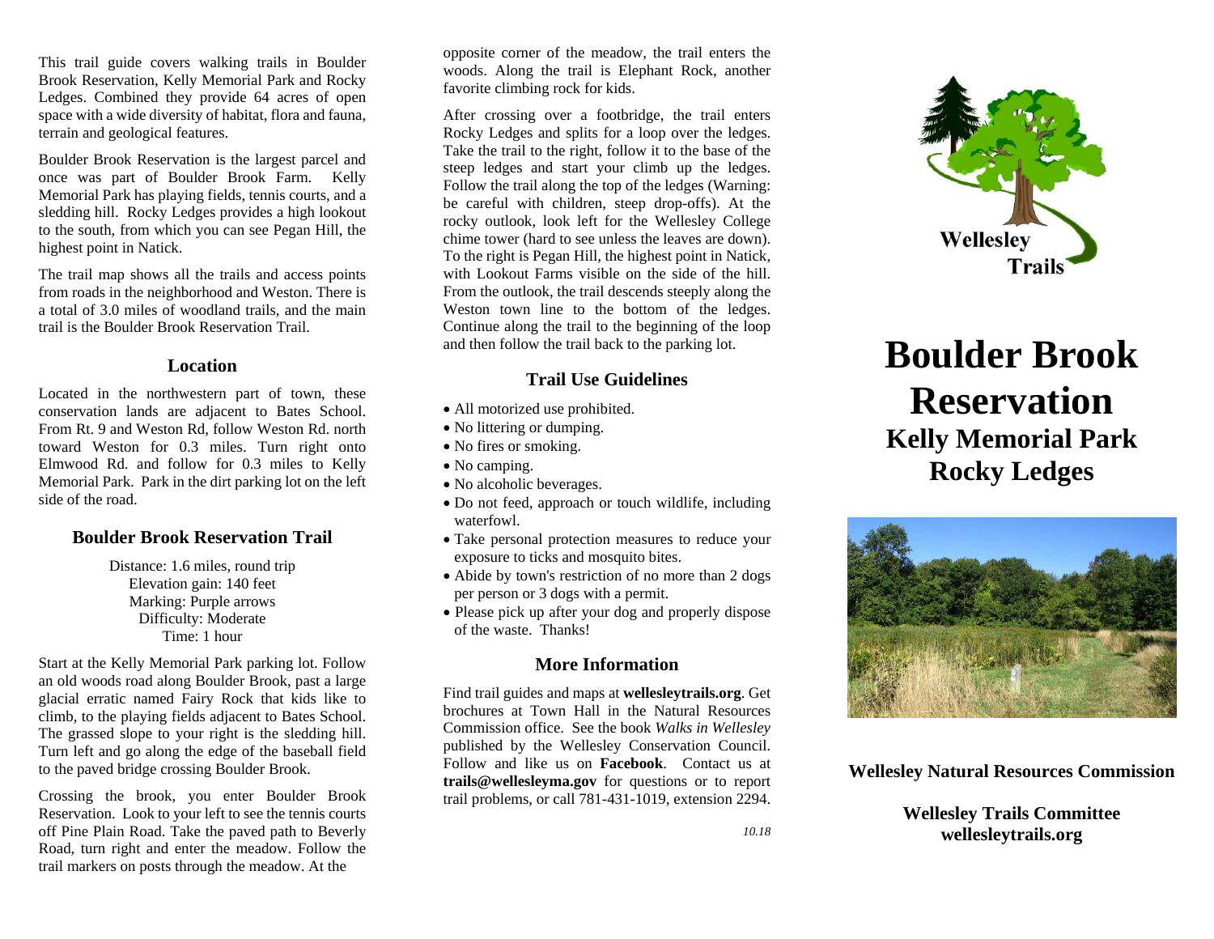This trail guide covers walking trails in Boulder Brook Reservation, Kelly Memorial Park and Rocky Ledges. Combined they provide 64 acres of open space with a wide diversity of habitat, flora and fauna, terrain and geological features.

Boulder Brook Reservation is the largest parcel and once was part of Boulder Brook Farm. Kelly Memorial Park has playing fields, tennis courts, and a sledding hill. Rocky Ledges provides a high lookout to the south, from which you can see Pegan Hill, the highest point in Natick.

The trail map shows all the trails and access points from roads in the neighborhood and Weston. There is a total of 3.0 miles of woodland trails, and the main trail is the Boulder Brook Reservation Trail.

## Location

Located in the northwestern part of town, these conservation lands are adjacent to Bates School. From Rt. 9 and Weston Rd, follow Weston Rd. north toward Weston for 0.3 miles. Turn right onto Elmwood Rd. and follow for 0.3 miles to Kelly Memorial Park. Park in the dirt parking lot on the left side of the road.

## Boulder Brook Reservation Trail

Distance: 1.6 miles, round trip
Elevation gain: 140 feet
Marking: Purple arrows
Difficulty: Moderate
Time: 1 hour

Start at the Kelly Memorial Park parking lot. Follow an old woods road along Boulder Brook, past a large glacial erratic named Fairy Rock that kids like to climb, to the playing fields adjacent to Bates School. The grassed slope to your right is the sledding hill. Turn left and go along the edge of the baseball field to the paved bridge crossing Boulder Brook.

Crossing the brook, you enter Boulder Brook Reservation. Look to your left to see the tennis courts off Pine Plain Road. Take the paved path to Beverly Road, turn right and enter the meadow. Follow the trail markers on posts through the meadow. At the opposite corner of the meadow, the trail enters the woods. Along the trail is Elephant Rock, another favorite climbing rock for kids.

After crossing over a footbridge, the trail enters Rocky Ledges and splits for a loop over the ledges. Take the trail to the right, follow it to the base of the steep ledges and start your climb up the ledges. Follow the trail along the top of the ledges (Warning: be careful with children, steep drop-offs). At the rocky outlook, look left for the Wellesley College chime tower (hard to see unless the leaves are down). To the right is Pegan Hill, the highest point in Natick, with Lookout Farms visible on the side of the hill. From the outlook, the trail descends steeply along the Weston town line to the bottom of the ledges. Continue along the trail to the beginning of the loop and then follow the trail back to the parking lot.

## Trail Use Guidelines

- All motorized use prohibited.
- No littering or dumping.
- No fires or smoking.
- No camping.
- No alcoholic beverages.
- Do not feed, approach or touch wildlife, including waterfowl.
- Take personal protection measures to reduce your exposure to ticks and mosquito bites.
- Abide by town's restriction of no more than 2 dogs per person or 3 dogs with a permit.
- Please pick up after your dog and properly dispose of the waste. Thanks!

## More Information

Find trail guides and maps at **wellesleytrails.org**. Get brochures at Town Hall in the Natural Resources Commission office. See the book *Walks in Wellesley* published by the Wellesley Conservation Council. Follow and like us on **Facebook**. Contact us at **trails@wellesleyma.gov** for questions or to report trail problems, or call 781-431-1019, extension 2294.

*10.18*

Wellesley Trails

# Boulder Brook Reservation

## Kelly Memorial Park

## Rocky Ledges

**Wellesley Natural Resources Commission**

**Wellesley Trails Committee**
**wellesleytrails.org**